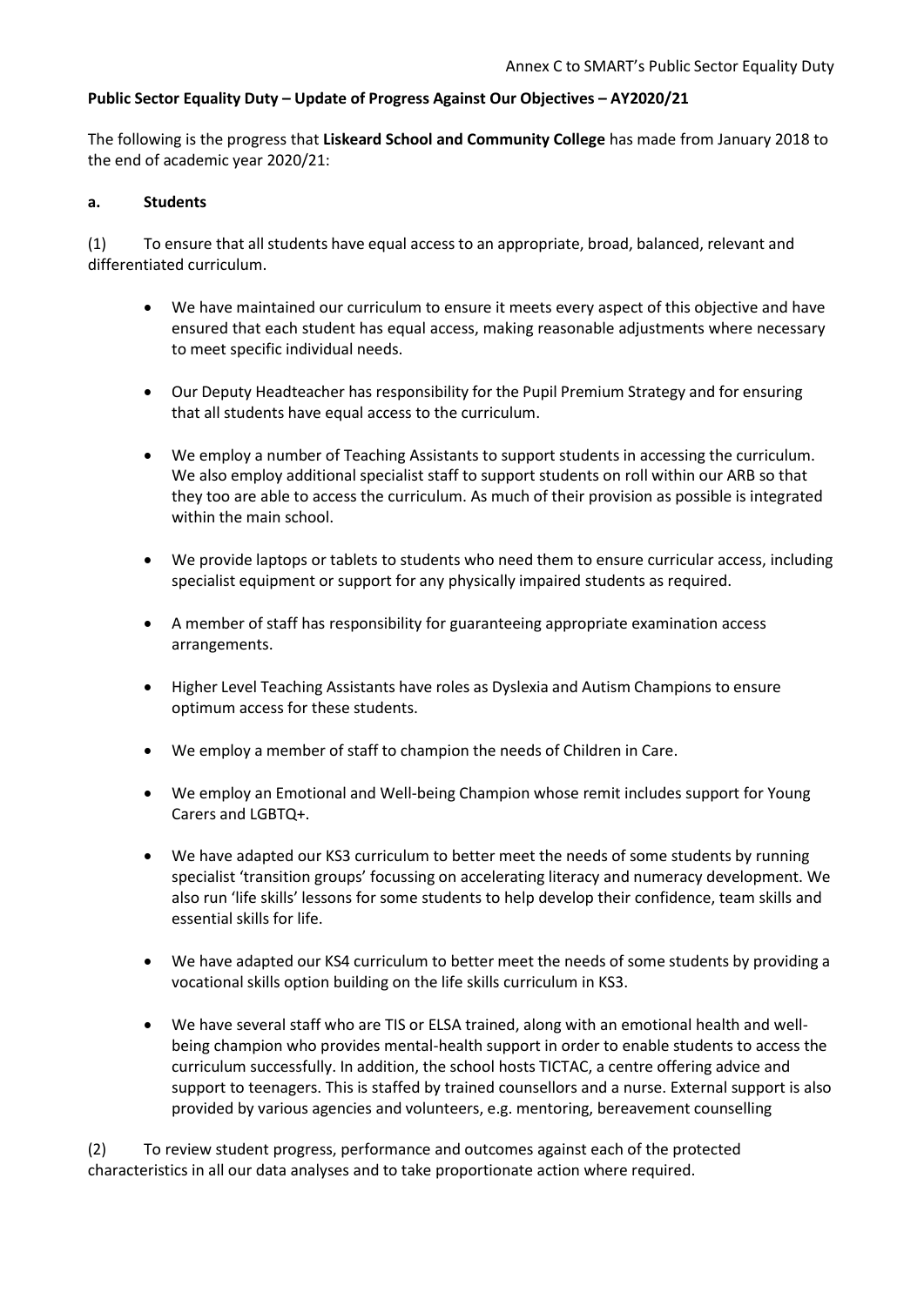Annex C to SMART's Public Sector Equality Duty

**Public Sector Equality Duty – Update of Progress Against Our Objectives – AY2020/21**

The following is the progress that **Liskeard School and Community College** has made from January 2018 to the end of academic year 2020/21:

**a. Students**

(1) To ensure that all students have equal access to an appropriate, broad, balanced, relevant and differentiated curriculum.

- We have maintained our curriculum to ensure it meets every aspect of this objective and have ensured that each student has equal access, making reasonable adjustments where necessary to meet specific individual needs.

- Our Deputy Headteacher has responsibility for the Pupil Premium Strategy and for ensuring that all students have equal access to the curriculum.

- We employ a number of Teaching Assistants to support students in accessing the curriculum. We also employ additional specialist staff to support students on roll within our ARB so that they too are able to access the curriculum. As much of their provision as possible is integrated within the main school.

- We provide laptops or tablets to students who need them to ensure curricular access, including specialist equipment or support for any physically impaired students as required.

- A member of staff has responsibility for guaranteeing appropriate examination access arrangements.

- Higher Level Teaching Assistants have roles as Dyslexia and Autism Champions to ensure optimum access for these students.

- We employ a member of staff to champion the needs of Children in Care.

- We employ an Emotional and Well-being Champion whose remit includes support for Young Carers and LGBTQ+.

- We have adapted our KS3 curriculum to better meet the needs of some students by running specialist 'transition groups' focussing on accelerating literacy and numeracy development. We also run 'life skills' lessons for some students to help develop their confidence, team skills and essential skills for life.

- We have adapted our KS4 curriculum to better meet the needs of some students by providing a vocational skills option building on the life skills curriculum in KS3.

- We have several staff who are TIS or ELSA trained, along with an emotional health and well-being champion who provides mental-health support in order to enable students to access the curriculum successfully. In addition, the school hosts TICTAC, a centre offering advice and support to teenagers. This is staffed by trained counsellors and a nurse. External support is also provided by various agencies and volunteers, e.g. mentoring, bereavement counselling

(2) To review student progress, performance and outcomes against each of the protected characteristics in all our data analyses and to take proportionate action where required.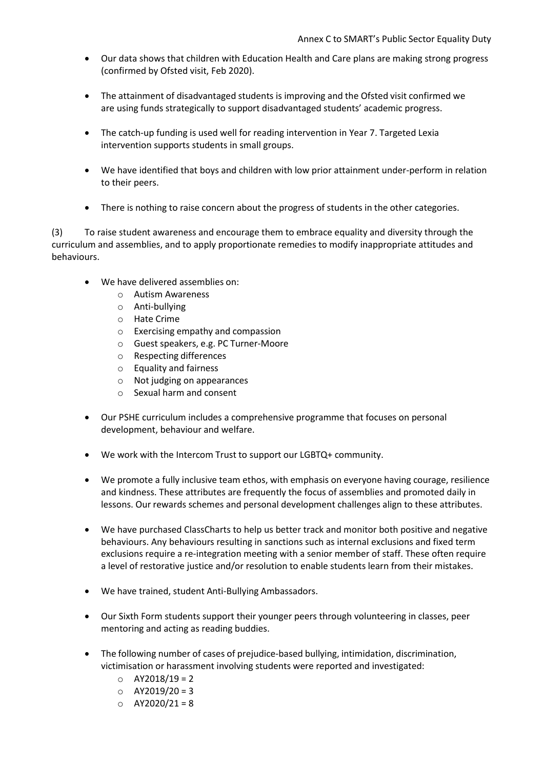- Our data shows that children with Education Health and Care plans are making strong progress (confirmed by Ofsted visit, Feb 2020).

- The attainment of disadvantaged students is improving and the Ofsted visit confirmed we are using funds strategically to support disadvantaged students' academic progress.

- The catch-up funding is used well for reading intervention in Year 7. Targeted Lexia intervention supports students in small groups.

- We have identified that boys and children with low prior attainment under-perform in relation to their peers.

- There is nothing to raise concern about the progress of students in the other categories.

(3) To raise student awareness and encourage them to embrace equality and diversity through the curriculum and assemblies, and to apply proportionate remedies to modify inappropriate attitudes and behaviours.

- We have delivered assemblies on:
    - Autism Awareness
    - Anti-bullying
    - Hate Crime
    - Exercising empathy and compassion
    - Guest speakers, e.g. PC Turner-Moore
    - Respecting differences
    - Equality and fairness
    - Not judging on appearances
    - Sexual harm and consent

- Our PSHE curriculum includes a comprehensive programme that focuses on personal development, behaviour and welfare.

- We work with the Intercom Trust to support our LGBTQ+ community.

- We promote a fully inclusive team ethos, with emphasis on everyone having courage, resilience and kindness. These attributes are frequently the focus of assemblies and promoted daily in lessons. Our rewards schemes and personal development challenges align to these attributes.

- We have purchased ClassCharts to help us better track and monitor both positive and negative behaviours. Any behaviours resulting in sanctions such as internal exclusions and fixed term exclusions require a re-integration meeting with a senior member of staff. These often require a level of restorative justice and/or resolution to enable students learn from their mistakes.

- We have trained, student Anti-Bullying Ambassadors.

- Our Sixth Form students support their younger peers through volunteering in classes, peer mentoring and acting as reading buddies.

- The following number of cases of prejudice-based bullying, intimidation, discrimination, victimisation or harassment involving students were reported and investigated:
    - AY2018/19 = 2
    - AY2019/20 = 3
    - AY2020/21 = 8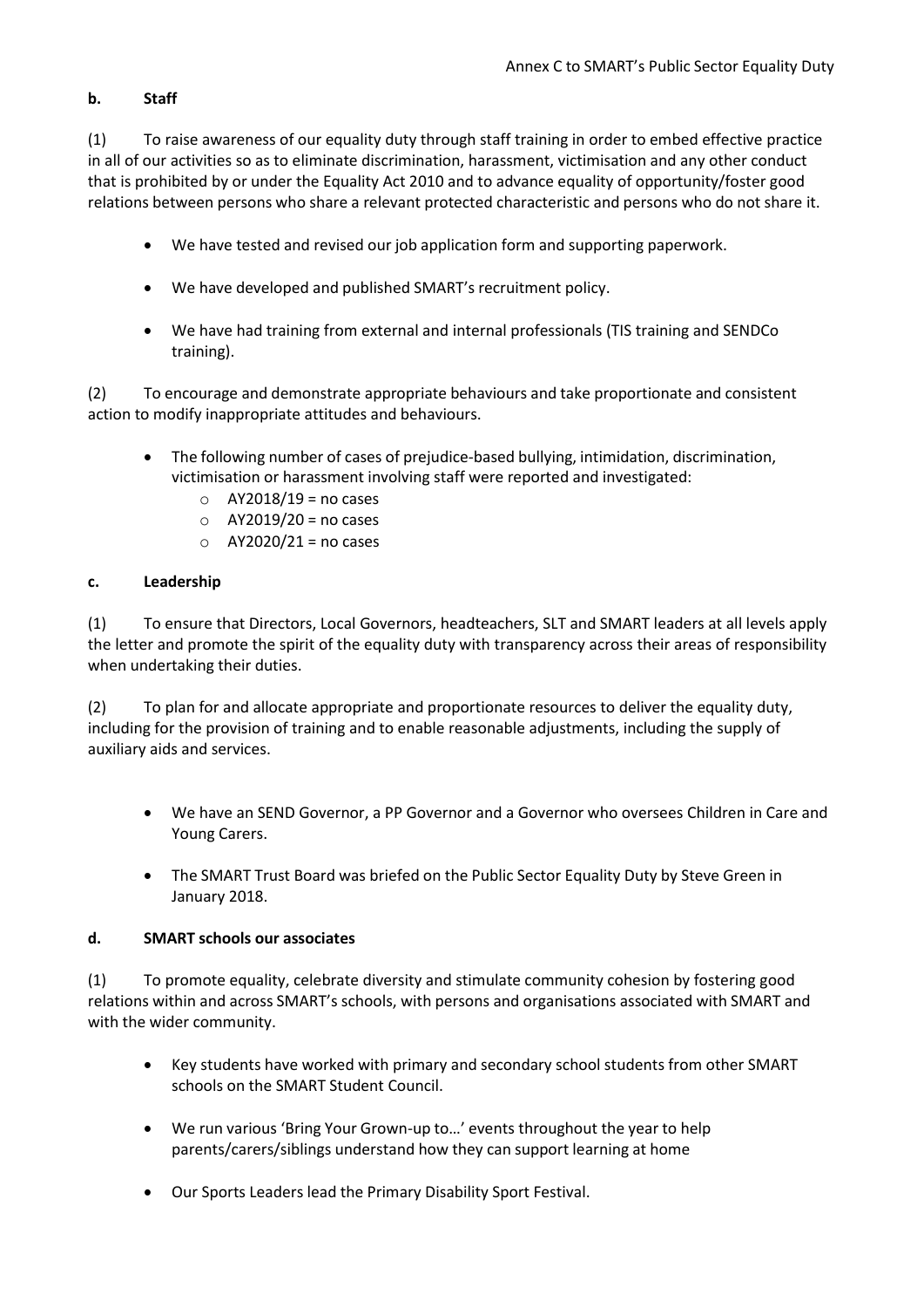**b. Staff**

(1) To raise awareness of our equality duty through staff training in order to embed effective practice in all of our activities so as to eliminate discrimination, harassment, victimisation and any other conduct that is prohibited by or under the Equality Act 2010 and to advance equality of opportunity/foster good relations between persons who share a relevant protected characteristic and persons who do not share it.

- We have tested and revised our job application form and supporting paperwork.
- We have developed and published SMART's recruitment policy.
- We have had training from external and internal professionals (TIS training and SENDCo training).

(2) To encourage and demonstrate appropriate behaviours and take proportionate and consistent action to modify inappropriate attitudes and behaviours.

- The following number of cases of prejudice-based bullying, intimidation, discrimination, victimisation or harassment involving staff were reported and investigated:
  - AY2018/19 = no cases
  - AY2019/20 = no cases
  - AY2020/21 = no cases

**c. Leadership**

(1) To ensure that Directors, Local Governors, headteachers, SLT and SMART leaders at all levels apply the letter and promote the spirit of the equality duty with transparency across their areas of responsibility when undertaking their duties.

(2) To plan for and allocate appropriate and proportionate resources to deliver the equality duty, including for the provision of training and to enable reasonable adjustments, including the supply of auxiliary aids and services.

- We have an SEND Governor, a PP Governor and a Governor who oversees Children in Care and Young Carers.
- The SMART Trust Board was briefed on the Public Sector Equality Duty by Steve Green in January 2018.

**d. SMART schools our associates**

(1) To promote equality, celebrate diversity and stimulate community cohesion by fostering good relations within and across SMART's schools, with persons and organisations associated with SMART and with the wider community.

- Key students have worked with primary and secondary school students from other SMART schools on the SMART Student Council.
- We run various 'Bring Your Grown-up to…' events throughout the year to help parents/carers/siblings understand how they can support learning at home
- Our Sports Leaders lead the Primary Disability Sport Festival.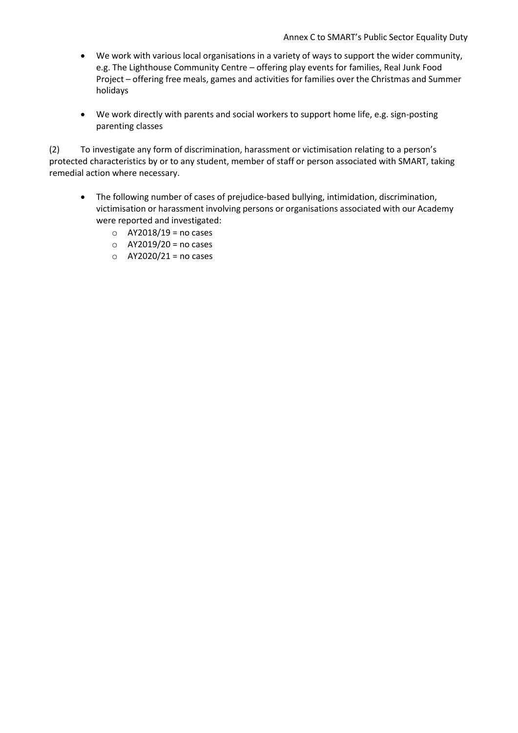- We work with various local organisations in a variety of ways to support the wider community, e.g. The Lighthouse Community Centre – offering play events for families, Real Junk Food Project – offering free meals, games and activities for families over the Christmas and Summer holidays

- We work directly with parents and social workers to support home life, e.g. sign-posting parenting classes

(2) To investigate any form of discrimination, harassment or victimisation relating to a person's protected characteristics by or to any student, member of staff or person associated with SMART, taking remedial action where necessary.

- The following number of cases of prejudice-based bullying, intimidation, discrimination, victimisation or harassment involving persons or organisations associated with our Academy were reported and investigated:
  - AY2018/19 = no cases
  - AY2019/20 = no cases
  - AY2020/21 = no cases